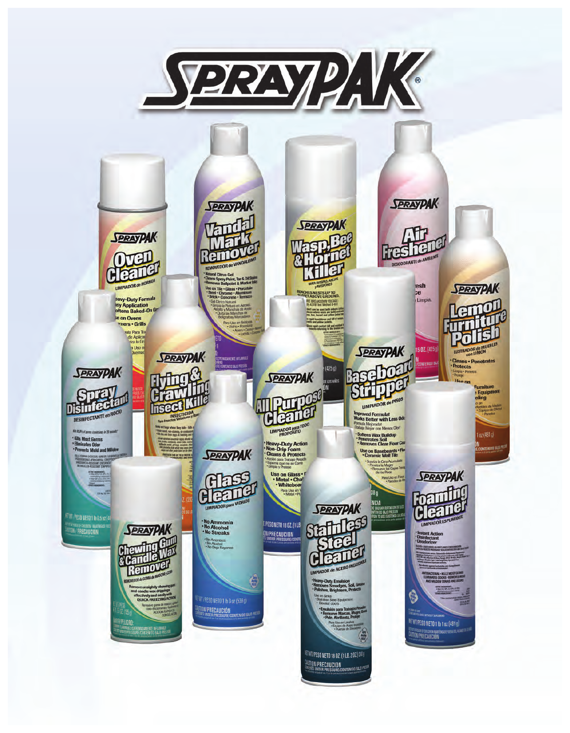# SPRAYPAK®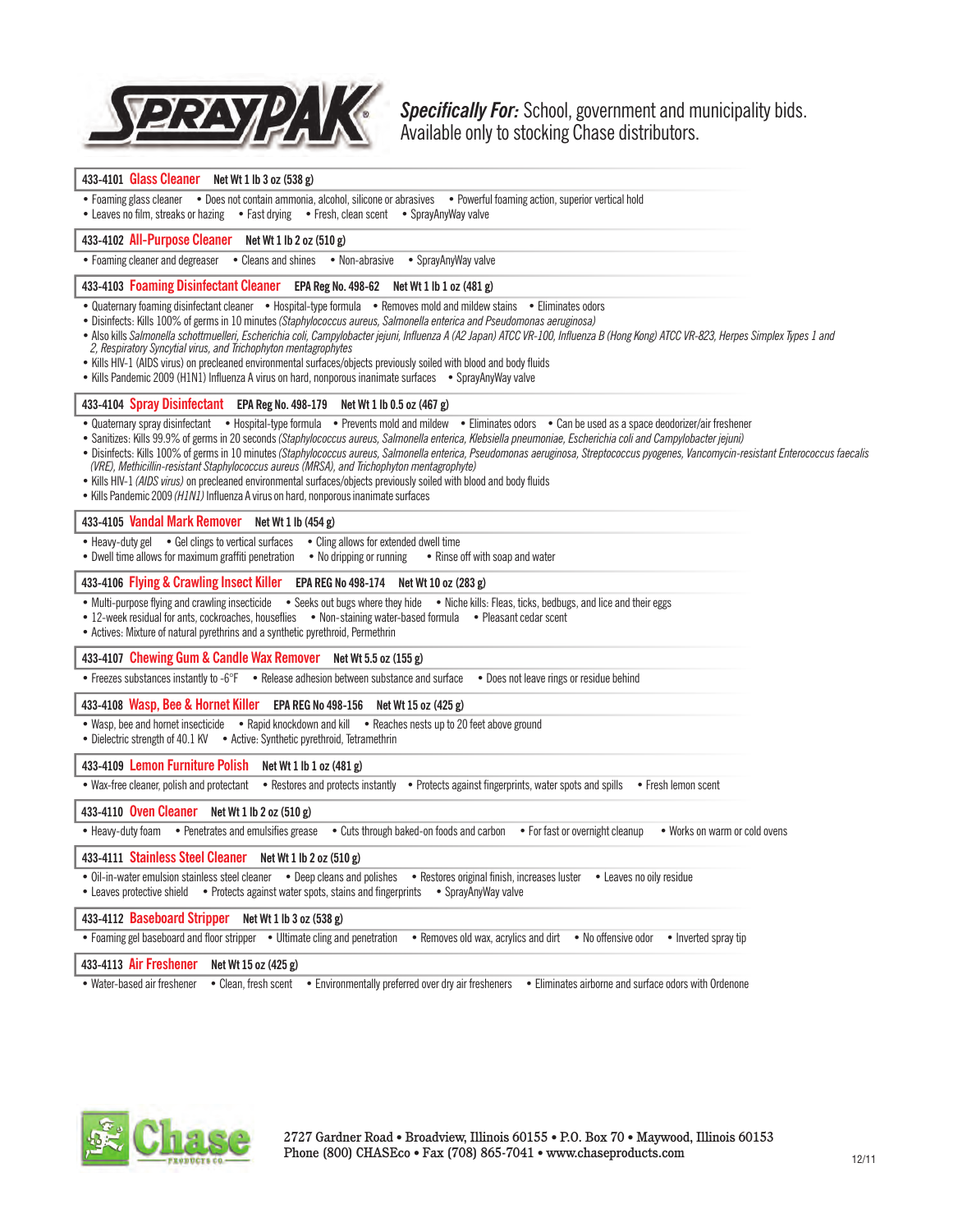# SPRAYPAK®

***Specifically For:*** School, government and municipality bids. Available only to stocking Chase distributors.

### 433-4101 Glass Cleaner **Net Wt 1 lb 3 oz (538 g)**

- Foaming glass cleaner
- Does not contain ammonia, alcohol, silicone or abrasives
- Powerful foaming action, superior vertical hold
- Leaves no film, streaks or hazing
- Fast drying
- Fresh, clean scent
- SprayAnyWay valve

### 433-4102 All-Purpose Cleaner **Net Wt 1 lb 2 oz (510 g)**

- Foaming cleaner and degreaser
- Cleans and shines
- Non-abrasive
- SprayAnyWay valve

### 433-4103 Foaming Disinfectant Cleaner **EPA Reg No. 498-62** **Net Wt 1 lb 1 oz (481 g)**

- Quaternary foaming disinfectant cleaner
- Hospital-type formula
- Removes mold and mildew stains
- Eliminates odors
- Disinfects: Kills 100% of germs in 10 minutes *(Staphylococcus aureus, Salmonella enterica and Pseudomonas aeruginosa)*
- Also kills *Salmonella schottmuelleri, Escherichia coli, Campylobacter jejuni, Influenza A (A2 Japan) ATCC VR-100, Influenza B (Hong Kong) ATCC VR-823, Herpes Simplex Types 1 and 2, Respiratory Syncytial virus, and Trichophyton mentagrophytes*
- Kills HIV-1 (AIDS virus) on precleaned environmental surfaces/objects previously soiled with blood and body fluids
- Kills Pandemic 2009 (H1N1) Influenza A virus on hard, nonporous inanimate surfaces
- SprayAnyWay valve

### 433-4104 Spray Disinfectant **EPA Reg No. 498-179** **Net Wt 1 lb 0.5 oz (467 g)**

- Quaternary spray disinfectant
- Hospital-type formula
- Prevents mold and mildew
- Eliminates odors
- Can be used as a space deodorizer/air freshener
- Sanitizes: Kills 99.9% of germs in 20 seconds *(Staphylococcus aureus, Salmonella enterica, Klebsiella pneumoniae, Escherichia coli and Campylobacter jejuni)*
- Disinfects: Kills 100% of germs in 10 minutes *(Staphylococcus aureus, Salmonella enterica, Pseudomonas aeruginosa, Streptococcus pyogenes, Vancomycin-resistant Enterococcus faecalis (VRE), Methicillin-resistant Staphylococcus aureus (MRSA), and Trichophyton mentagrophyte)*
- Kills HIV-1 *(AIDS virus)* on precleaned environmental surfaces/objects previously soiled with blood and body fluids
- Kills Pandemic 2009 *(H1N1)* Influenza A virus on hard, nonporous inanimate surfaces

### 433-4105 Vandal Mark Remover **Net Wt 1 lb (454 g)**

- Heavy-duty gel
- Gel clings to vertical surfaces
- Cling allows for extended dwell time
- Dwell time allows for maximum graffiti penetration
- No dripping or running
- Rinse off with soap and water

### 433-4106 Flying & Crawling Insect Killer **EPA REG No 498-174** **Net Wt 10 oz (283 g)**

- Multi-purpose flying and crawling insecticide
- Seeks out bugs where they hide
- Niche kills: Fleas, ticks, bedbugs, and lice and their eggs
- 12-week residual for ants, cockroaches, houseflies
- Non-staining water-based formula
- Pleasant cedar scent
- Actives: Mixture of natural pyrethrins and a synthetic pyrethroid, Permethrin

### 433-4107 Chewing Gum & Candle Wax Remover **Net Wt 5.5 oz (155 g)**

- Freezes substances instantly to -6°F
- Release adhesion between substance and surface
- Does not leave rings or residue behind

### 433-4108 Wasp, Bee & Hornet Killer **EPA REG No 498-156** **Net Wt 15 oz (425 g)**

- Wasp, bee and hornet insecticide
- Rapid knockdown and kill
- Reaches nests up to 20 feet above ground
- Dielectric strength of 40.1 KV
- Active: Synthetic pyrethroid, Tetramethrin

### 433-4109 Lemon Furniture Polish **Net Wt 1 lb 1 oz (481 g)**

- Wax-free cleaner, polish and protectant
- Restores and protects instantly
- Protects against fingerprints, water spots and spills
- Fresh lemon scent

### 433-4110 Oven Cleaner **Net Wt 1 lb 2 oz (510 g)**

- Heavy-duty foam
- Penetrates and emulsifies grease
- Cuts through baked-on foods and carbon
- For fast or overnight cleanup
- Works on warm or cold ovens

### 433-4111 Stainless Steel Cleaner **Net Wt 1 lb 2 oz (510 g)**

- Oil-in-water emulsion stainless steel cleaner
- Deep cleans and polishes
- Restores original finish, increases luster
- Leaves no oily residue
- Leaves protective shield
- Protects against water spots, stains and fingerprints
- SprayAnyWay valve

### 433-4112 Baseboard Stripper **Net Wt 1 lb 3 oz (538 g)**

- Foaming gel baseboard and floor stripper
- Ultimate cling and penetration
- Removes old wax, acrylics and dirt
- No offensive odor
- Inverted spray tip

### 433-4113 Air Freshener **Net Wt 15 oz (425 g)**

- Water-based air freshener
- Clean, fresh scent
- Environmentally preferred over dry air fresheners
- Eliminates airborne and surface odors with Ordenone

Chase Products Co.

2727 Gardner Road • Broadview, Illinois 60155 • P.O. Box 70 • Maywood, Illinois 60153
Phone (800) CHASEco • Fax (708) 865-7041 • www.chaseproducts.com

12/11